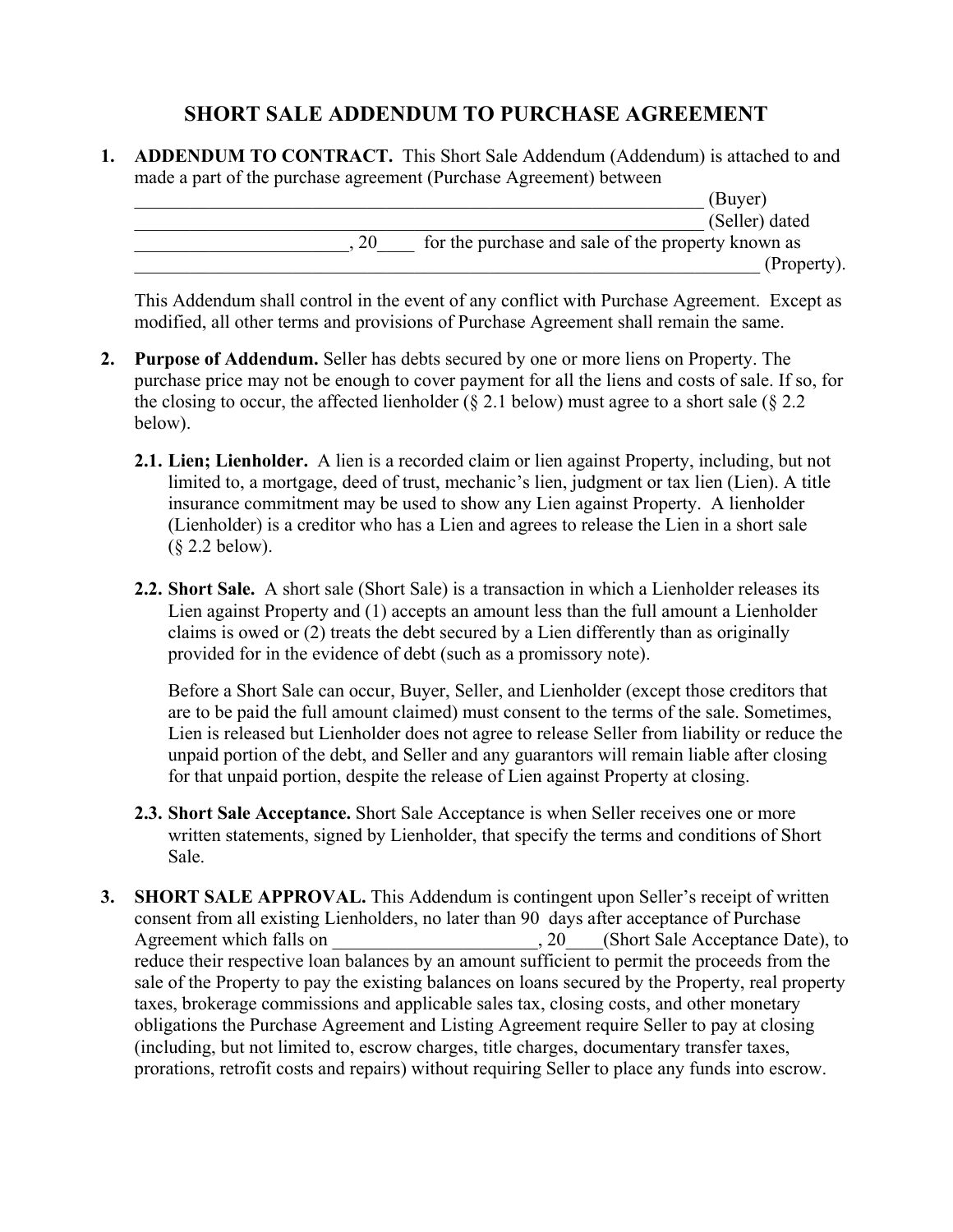# SHORT SALE ADDENDUM TO PURCHASE AGREEMENT

1. **ADDENDUM TO CONTRACT.** This Short Sale Addendum (Addendum) is attached to and made a part of the purchase agreement (Purchase Agreement) between
_______________________________________________________________ (Buyer)
_______________________________________________________________ (Seller) dated
_______________________, 20____ for the purchase and sale of the property known as
_____________________________________________________________________ (Property).

   This Addendum shall control in the event of any conflict with Purchase Agreement. Except as modified, all other terms and provisions of Purchase Agreement shall remain the same.

2. **Purpose of Addendum.** Seller has debts secured by one or more liens on Property. The purchase price may not be enough to cover payment for all the liens and costs of sale. If so, for the closing to occur, the affected lienholder (§ 2.1 below) must agree to a short sale (§ 2.2 below).

   **2.1. Lien; Lienholder.** A lien is a recorded claim or lien against Property, including, but not limited to, a mortgage, deed of trust, mechanic's lien, judgment or tax lien (Lien). A title insurance commitment may be used to show any Lien against Property. A lienholder (Lienholder) is a creditor who has a Lien and agrees to release the Lien in a short sale (§ 2.2 below).

   **2.2. Short Sale.** A short sale (Short Sale) is a transaction in which a Lienholder releases its Lien against Property and (1) accepts an amount less than the full amount a Lienholder claims is owed or (2) treats the debt secured by a Lien differently than as originally provided for in the evidence of debt (such as a promissory note).

   Before a Short Sale can occur, Buyer, Seller, and Lienholder (except those creditors that are to be paid the full amount claimed) must consent to the terms of the sale. Sometimes, Lien is released but Lienholder does not agree to release Seller from liability or reduce the unpaid portion of the debt, and Seller and any guarantors will remain liable after closing for that unpaid portion, despite the release of Lien against Property at closing.

   **2.3. Short Sale Acceptance.** Short Sale Acceptance is when Seller receives one or more written statements, signed by Lienholder, that specify the terms and conditions of Short Sale.

3. **SHORT SALE APPROVAL.** This Addendum is contingent upon Seller's receipt of written consent from all existing Lienholders, no later than 90 days after acceptance of Purchase Agreement which falls on ______________________, 20____(Short Sale Acceptance Date), to reduce their respective loan balances by an amount sufficient to permit the proceeds from the sale of the Property to pay the existing balances on loans secured by the Property, real property taxes, brokerage commissions and applicable sales tax, closing costs, and other monetary obligations the Purchase Agreement and Listing Agreement require Seller to pay at closing (including, but not limited to, escrow charges, title charges, documentary transfer taxes, prorations, retrofit costs and repairs) without requiring Seller to place any funds into escrow.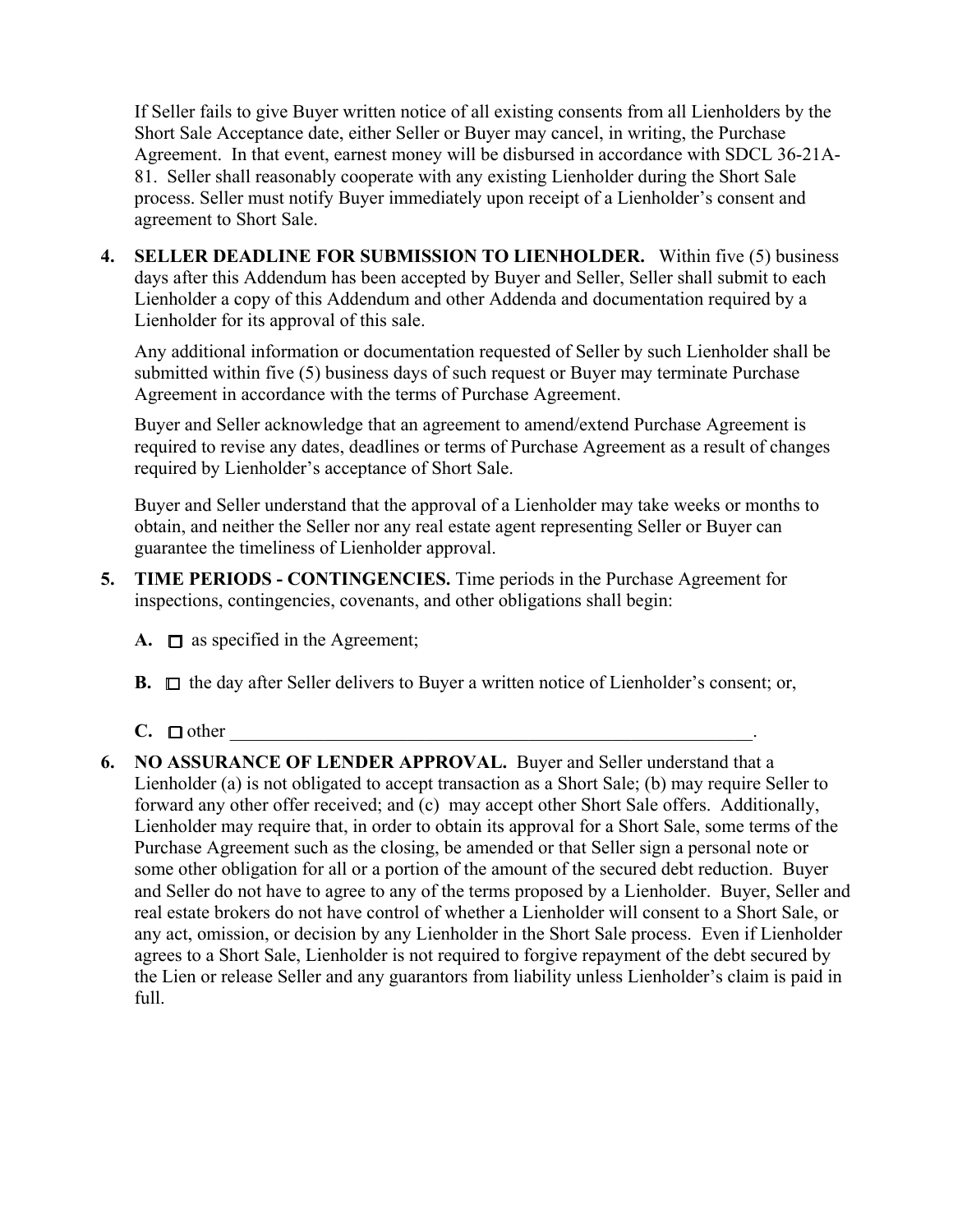If Seller fails to give Buyer written notice of all existing consents from all Lienholders by the Short Sale Acceptance date, either Seller or Buyer may cancel, in writing, the Purchase Agreement. In that event, earnest money will be disbursed in accordance with SDCL 36-21A-81. Seller shall reasonably cooperate with any existing Lienholder during the Short Sale process. Seller must notify Buyer immediately upon receipt of a Lienholder's consent and agreement to Short Sale.

4. **SELLER DEADLINE FOR SUBMISSION TO LIENHOLDER.** Within five (5) business days after this Addendum has been accepted by Buyer and Seller, Seller shall submit to each Lienholder a copy of this Addendum and other Addenda and documentation required by a Lienholder for its approval of this sale.

   Any additional information or documentation requested of Seller by such Lienholder shall be submitted within five (5) business days of such request or Buyer may terminate Purchase Agreement in accordance with the terms of Purchase Agreement.

   Buyer and Seller acknowledge that an agreement to amend/extend Purchase Agreement is required to revise any dates, deadlines or terms of Purchase Agreement as a result of changes required by Lienholder's acceptance of Short Sale.

   Buyer and Seller understand that the approval of a Lienholder may take weeks or months to obtain, and neither the Seller nor any real estate agent representing Seller or Buyer can guarantee the timeliness of Lienholder approval.

5. **TIME PERIODS - CONTINGENCIES.** Time periods in the Purchase Agreement for inspections, contingencies, covenants, and other obligations shall begin:

   **A.** ☐ as specified in the Agreement;

   **B.** ☐ the day after Seller delivers to Buyer a written notice of Lienholder's consent; or,

   **C.** ☐ other ____________________________________________________________.

6. **NO ASSURANCE OF LENDER APPROVAL.** Buyer and Seller understand that a Lienholder (a) is not obligated to accept transaction as a Short Sale; (b) may require Seller to forward any other offer received; and (c) may accept other Short Sale offers. Additionally, Lienholder may require that, in order to obtain its approval for a Short Sale, some terms of the Purchase Agreement such as the closing, be amended or that Seller sign a personal note or some other obligation for all or a portion of the amount of the secured debt reduction. Buyer and Seller do not have to agree to any of the terms proposed by a Lienholder. Buyer, Seller and real estate brokers do not have control of whether a Lienholder will consent to a Short Sale, or any act, omission, or decision by any Lienholder in the Short Sale process. Even if Lienholder agrees to a Short Sale, Lienholder is not required to forgive repayment of the debt secured by the Lien or release Seller and any guarantors from liability unless Lienholder's claim is paid in full.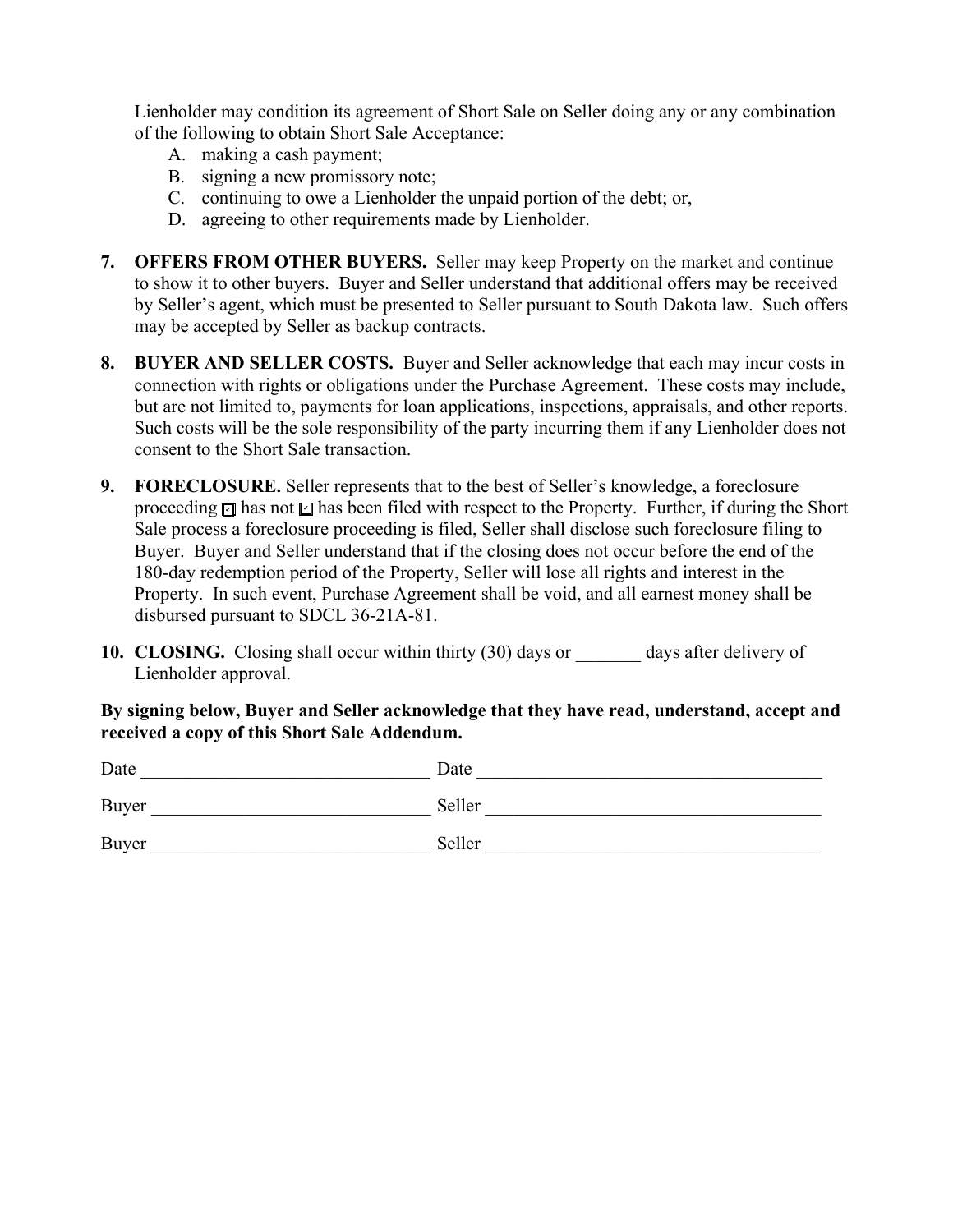Lienholder may condition its agreement of Short Sale on Seller doing any or any combination of the following to obtain Short Sale Acceptance:

A. making a cash payment;
B. signing a new promissory note;
C. continuing to owe a Lienholder the unpaid portion of the debt; or,
D. agreeing to other requirements made by Lienholder.

7. **OFFERS FROM OTHER BUYERS.** Seller may keep Property on the market and continue to show it to other buyers. Buyer and Seller understand that additional offers may be received by Seller's agent, which must be presented to Seller pursuant to South Dakota law. Such offers may be accepted by Seller as backup contracts.

8. **BUYER AND SELLER COSTS.** Buyer and Seller acknowledge that each may incur costs in connection with rights or obligations under the Purchase Agreement. These costs may include, but are not limited to, payments for loan applications, inspections, appraisals, and other reports. Such costs will be the sole responsibility of the party incurring them if any Lienholder does not consent to the Short Sale transaction.

9. **FORECLOSURE.** Seller represents that to the best of Seller's knowledge, a foreclosure proceeding ☐ has not ☐ has been filed with respect to the Property. Further, if during the Short Sale process a foreclosure proceeding is filed, Seller shall disclose such foreclosure filing to Buyer. Buyer and Seller understand that if the closing does not occur before the end of the 180-day redemption period of the Property, Seller will lose all rights and interest in the Property. In such event, Purchase Agreement shall be void, and all earnest money shall be disbursed pursuant to SDCL 36-21A-81.

10. **CLOSING.** Closing shall occur within thirty (30) days or _______ days after delivery of Lienholder approval.

**By signing below, Buyer and Seller acknowledge that they have read, understand, accept and received a copy of this Short Sale Addendum.**

Date _______________________________ Date _____________________________________

Buyer _____________________________ Seller ____________________________________

Buyer _____________________________ Seller ____________________________________